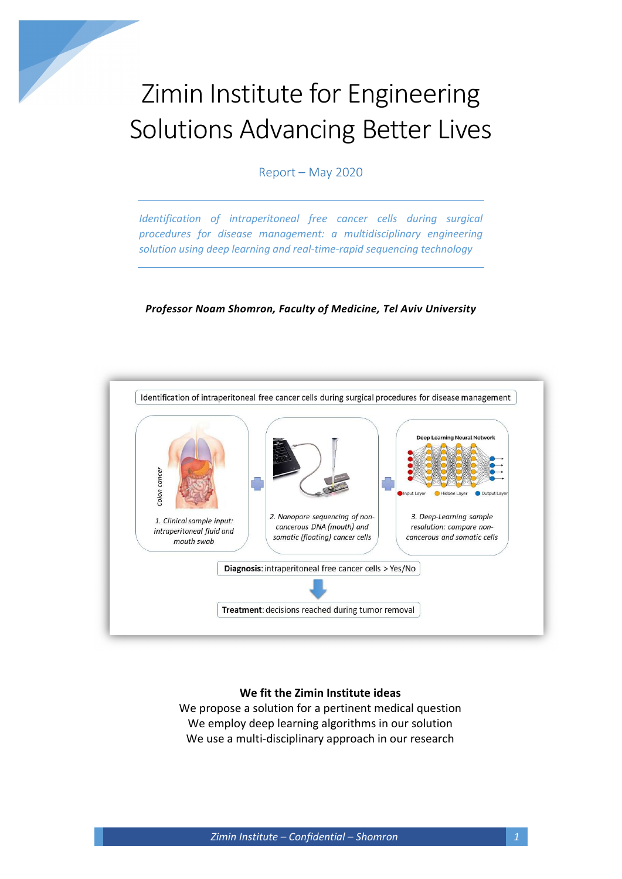# Zimin Institute for Engineering Solutions Advancing Better Lives

Report – May 2020

*Identification of intraperitoneal free cancer cells during surgical procedures for disease management: a multidisciplinary engineering solution using deep learning and real-time-rapid sequencing technology*

***Professor Noam Shomron, Faculty of Medicine, Tel Aviv University***

Identification of intraperitoneal free cancer cells during surgical procedures for disease management

Colon cancer

*1. Clinical sample input: intraperitoneal fluid and mouth swab*

*2. Nanopore sequencing of non-cancerous DNA (mouth) and somatic (floating) cancer cells*

Deep Learning Neural Network

Input Layer · Hidden Layer · Output Layer

*3. Deep-Learning sample resolution: compare non-cancerous and somatic cells*

**Diagnosis**: intraperitoneal free cancer cells > Yes/No

**Treatment**: decisions reached during tumor removal

**We fit the Zimin Institute ideas**

We propose a solution for a pertinent medical question

We employ deep learning algorithms in our solution

We use a multi-disciplinary approach in our research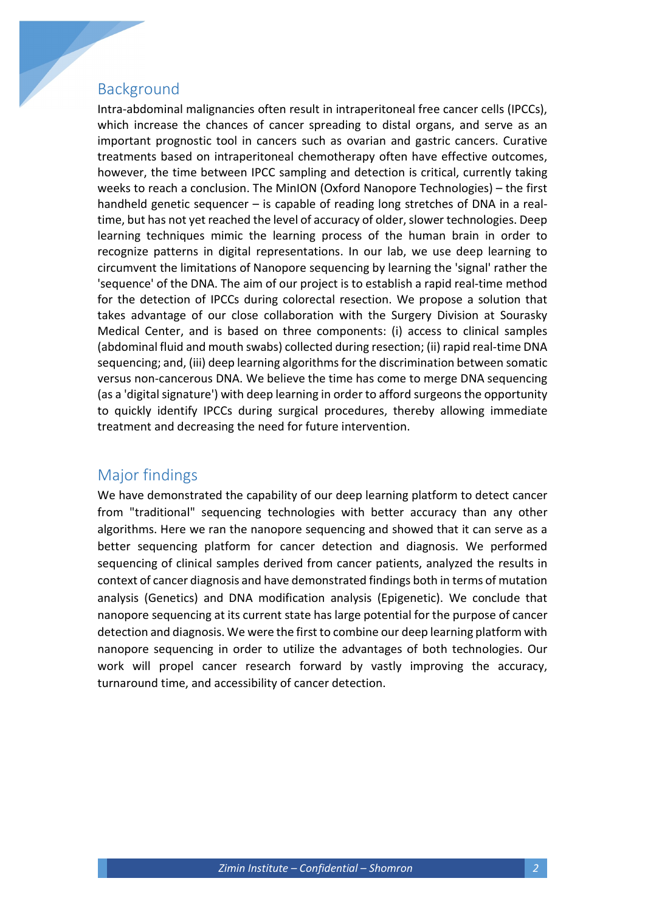## Background

Intra-abdominal malignancies often result in intraperitoneal free cancer cells (IPCCs), which increase the chances of cancer spreading to distal organs, and serve as an important prognostic tool in cancers such as ovarian and gastric cancers. Curative treatments based on intraperitoneal chemotherapy often have effective outcomes, however, the time between IPCC sampling and detection is critical, currently taking weeks to reach a conclusion. The MinION (Oxford Nanopore Technologies) – the first handheld genetic sequencer – is capable of reading long stretches of DNA in a real-time, but has not yet reached the level of accuracy of older, slower technologies. Deep learning techniques mimic the learning process of the human brain in order to recognize patterns in digital representations. In our lab, we use deep learning to circumvent the limitations of Nanopore sequencing by learning the 'signal' rather the 'sequence' of the DNA. The aim of our project is to establish a rapid real-time method for the detection of IPCCs during colorectal resection. We propose a solution that takes advantage of our close collaboration with the Surgery Division at Sourasky Medical Center, and is based on three components: (i) access to clinical samples (abdominal fluid and mouth swabs) collected during resection; (ii) rapid real-time DNA sequencing; and, (iii) deep learning algorithms for the discrimination between somatic versus non-cancerous DNA. We believe the time has come to merge DNA sequencing (as a 'digital signature') with deep learning in order to afford surgeons the opportunity to quickly identify IPCCs during surgical procedures, thereby allowing immediate treatment and decreasing the need for future intervention.

## Major findings

We have demonstrated the capability of our deep learning platform to detect cancer from "traditional" sequencing technologies with better accuracy than any other algorithms. Here we ran the nanopore sequencing and showed that it can serve as a better sequencing platform for cancer detection and diagnosis. We performed sequencing of clinical samples derived from cancer patients, analyzed the results in context of cancer diagnosis and have demonstrated findings both in terms of mutation analysis (Genetics) and DNA modification analysis (Epigenetic). We conclude that nanopore sequencing at its current state has large potential for the purpose of cancer detection and diagnosis. We were the first to combine our deep learning platform with nanopore sequencing in order to utilize the advantages of both technologies. Our work will propel cancer research forward by vastly improving the accuracy, turnaround time, and accessibility of cancer detection.